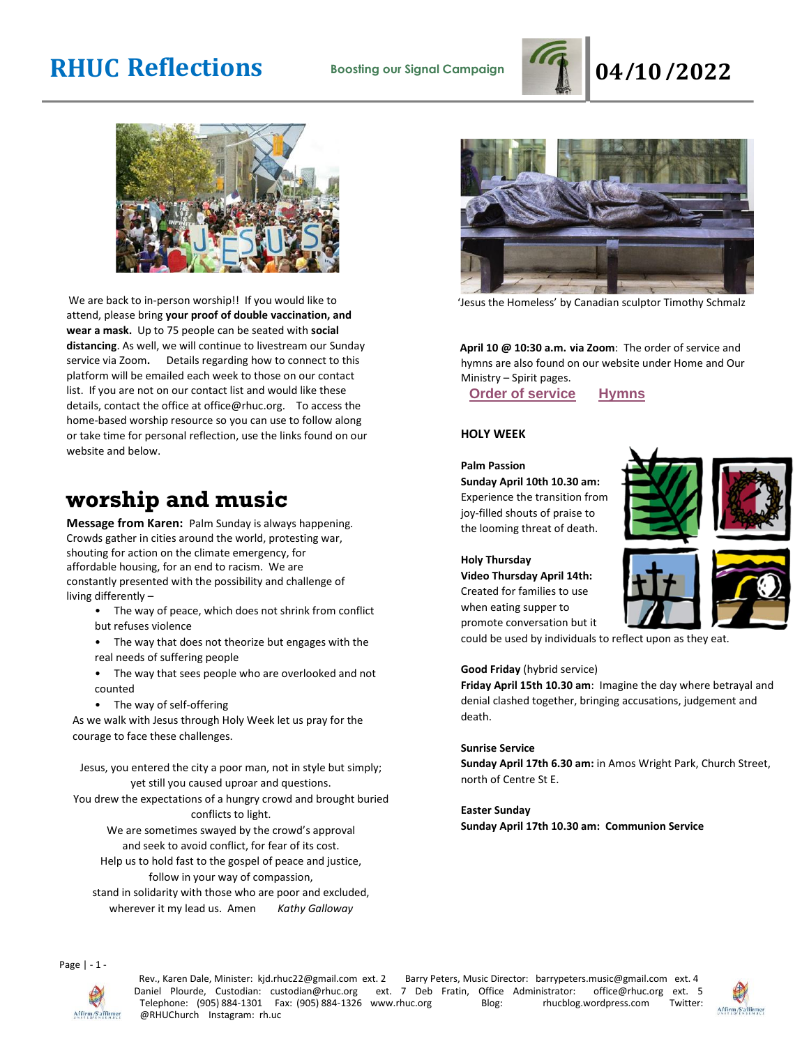# RHUC Reflections

**Boosting our Signal Campaign**

# 04/10/2022

We are back to in-person worship!! If you would like to attend, please bring **your proof of double vaccination, and wear a mask.** Up to 75 people can be seated with **social distancing**. As well, we will continue to livestream our Sunday service via Zoom**.** Details regarding how to connect to this platform will be emailed each week to those on our contact list. If you are not on our contact list and would like these details, contact the office at office@rhuc.org. To access the home-based worship resource so you can use to follow along or take time for personal reflection, use the links found on our website and below.

## worship and music

**Message from Karen:** Palm Sunday is always happening. Crowds gather in cities around the world, protesting war, shouting for action on the climate emergency, for affordable housing, for an end to racism. We are constantly presented with the possibility and challenge of living differently –

- The way of peace, which does not shrink from conflict but refuses violence
- The way that does not theorize but engages with the real needs of suffering people
- The way that sees people who are overlooked and not counted
- The way of self-offering

As we walk with Jesus through Holy Week let us pray for the courage to face these challenges.

Jesus, you entered the city a poor man, not in style but simply;
yet still you caused uproar and questions.
You drew the expectations of a hungry crowd and brought buried conflicts to light.
We are sometimes swayed by the crowd's approval
and seek to avoid conflict, for fear of its cost.
Help us to hold fast to the gospel of peace and justice,
follow in your way of compassion,
stand in solidarity with those who are poor and excluded,
wherever it my lead us. Amen *Kathy Galloway*

'Jesus the Homeless' by Canadian sculptor Timothy Schmalz

**April 10 @ 10:30 a.m. via Zoom**: The order of service and hymns are also found on our website under Home and Our Ministry – Spirit pages.

**Order of service** **Hymns**

### HOLY WEEK

**Palm Passion**
**Sunday April 10th 10.30 am:** Experience the transition from joy-filled shouts of praise to the looming threat of death.

**Holy Thursday**
**Video Thursday April 14th:** Created for families to use when eating supper to promote conversation but it could be used by individuals to reflect upon as they eat.

**Good Friday** (hybrid service)
**Friday April 15th 10.30 am**: Imagine the day where betrayal and denial clashed together, bringing accusations, judgement and death.

**Sunrise Service**
**Sunday April 17th 6.30 am:** in Amos Wright Park, Church Street, north of Centre St E.

**Easter Sunday**
**Sunday April 17th 10.30 am: Communion Service**

Rev., Karen Dale, Minister: kjd.rhuc22@gmail.com ext. 2 Barry Peters, Music Director: barrypeters.music@gmail.com ext. 4 Daniel Plourde, Custodian: custodian@rhuc.org ext. 7 Deb Fratin, Office Administrator: office@rhuc.org ext. 5 Telephone: (905) 884-1301 Fax: (905) 884-1326 www.rhuc.org Blog: rhucblog.wordpress.com Twitter: @RHUChurch Instagram: rh.uc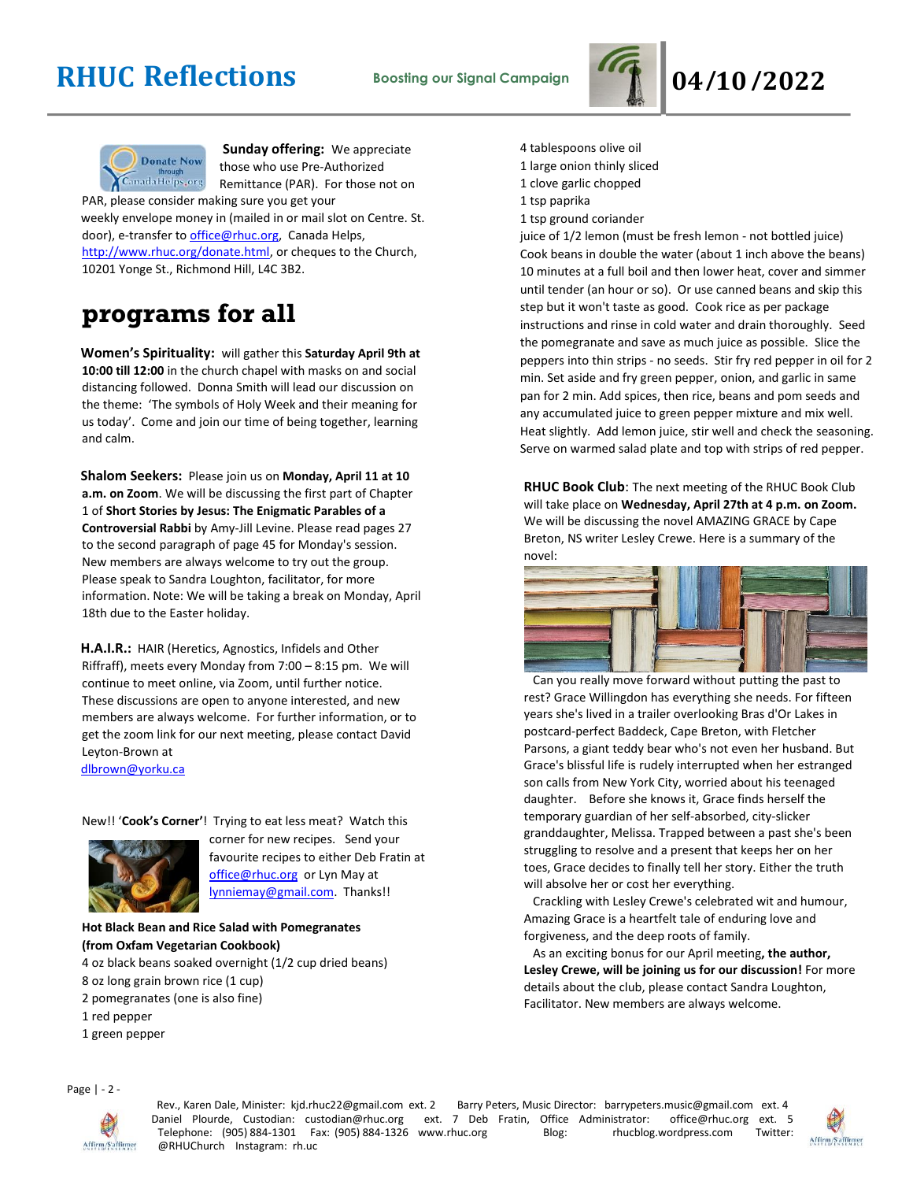# RHUC Reflections

Boosting our Signal Campaign

# 04/10/2022

**Sunday offering:** We appreciate those who use Pre-Authorized Remittance (PAR). For those not on PAR, please consider making sure you get your weekly envelope money in (mailed in or mail slot on Centre. St. door), e-transfer to office@rhuc.org, Canada Helps, http://www.rhuc.org/donate.html, or cheques to the Church, 10201 Yonge St., Richmond Hill, L4C 3B2.

## programs for all

**Women's Spirituality:** will gather this **Saturday April 9th at 10:00 till 12:00** in the church chapel with masks on and social distancing followed. Donna Smith will lead our discussion on the theme: 'The symbols of Holy Week and their meaning for us today'. Come and join our time of being together, learning and calm.

**Shalom Seekers:** Please join us on **Monday, April 11 at 10 a.m. on Zoom**. We will be discussing the first part of Chapter 1 of **Short Stories by Jesus: The Enigmatic Parables of a Controversial Rabbi** by Amy-Jill Levine. Please read pages 27 to the second paragraph of page 45 for Monday's session. New members are always welcome to try out the group. Please speak to Sandra Loughton, facilitator, for more information. Note: We will be taking a break on Monday, April 18th due to the Easter holiday.

**H.A.I.R.:** HAIR (Heretics, Agnostics, Infidels and Other Riffraff), meets every Monday from 7:00 – 8:15 pm. We will continue to meet online, via Zoom, until further notice. These discussions are open to anyone interested, and new members are always welcome. For further information, or to get the zoom link for our next meeting, please contact David Leyton-Brown at dlbrown@yorku.ca

New!! '**Cook's Corner**'! Trying to eat less meat? Watch this corner for new recipes. Send your favourite recipes to either Deb Fratin at office@rhuc.org or Lyn May at lynniemay@gmail.com. Thanks!!

**Hot Black Bean and Rice Salad with Pomegranates (from Oxfam Vegetarian Cookbook)**

4 oz black beans soaked overnight (1/2 cup dried beans)
8 oz long grain brown rice (1 cup)
2 pomegranates (one is also fine)
1 red pepper
1 green pepper
4 tablespoons olive oil
1 large onion thinly sliced
1 clove garlic chopped
1 tsp paprika
1 tsp ground coriander
juice of 1/2 lemon (must be fresh lemon - not bottled juice)

Cook beans in double the water (about 1 inch above the beans) 10 minutes at a full boil and then lower heat, cover and simmer until tender (an hour or so). Or use canned beans and skip this step but it won't taste as good. Cook rice as per package instructions and rinse in cold water and drain thoroughly. Seed the pomegranate and save as much juice as possible. Slice the peppers into thin strips - no seeds. Stir fry red pepper in oil for 2 min. Set aside and fry green pepper, onion, and garlic in same pan for 2 min. Add spices, then rice, beans and pom seeds and any accumulated juice to green pepper mixture and mix well. Heat slightly. Add lemon juice, stir well and check the seasoning. Serve on warmed salad plate and top with strips of red pepper.

**RHUC Book Club**: The next meeting of the RHUC Book Club will take place on **Wednesday, April 27th at 4 p.m. on Zoom.** We will be discussing the novel AMAZING GRACE by Cape Breton, NS writer Lesley Crewe. Here is a summary of the novel:

Can you really move forward without putting the past to rest? Grace Willingdon has everything she needs. For fifteen years she's lived in a trailer overlooking Bras d'Or Lakes in postcard-perfect Baddeck, Cape Breton, with Fletcher Parsons, a giant teddy bear who's not even her husband. But Grace's blissful life is rudely interrupted when her estranged son calls from New York City, worried about his teenaged daughter. Before she knows it, Grace finds herself the temporary guardian of her self-absorbed, city-slicker granddaughter, Melissa. Trapped between a past she's been struggling to resolve and a present that keeps her on her toes, Grace decides to finally tell her story. Either the truth will absolve her or cost her everything.

Crackling with Lesley Crewe's celebrated wit and humour, Amazing Grace is a heartfelt tale of enduring love and forgiveness, and the deep roots of family.

As an exciting bonus for our April meeting**, the author, Lesley Crewe, will be joining us for our discussion!** For more details about the club, please contact Sandra Loughton, Facilitator. New members are always welcome.

Rev., Karen Dale, Minister: kjd.rhuc22@gmail.com ext. 2 Barry Peters, Music Director: barrypeters.music@gmail.com ext. 4 Daniel Plourde, Custodian: custodian@rhuc.org ext. 7 Deb Fratin, Office Administrator: office@rhuc.org ext. 5 Telephone: (905) 884-1301 Fax: (905) 884-1326 www.rhuc.org Blog: rhucblog.wordpress.com Twitter: @RHUChurch Instagram: rh.uc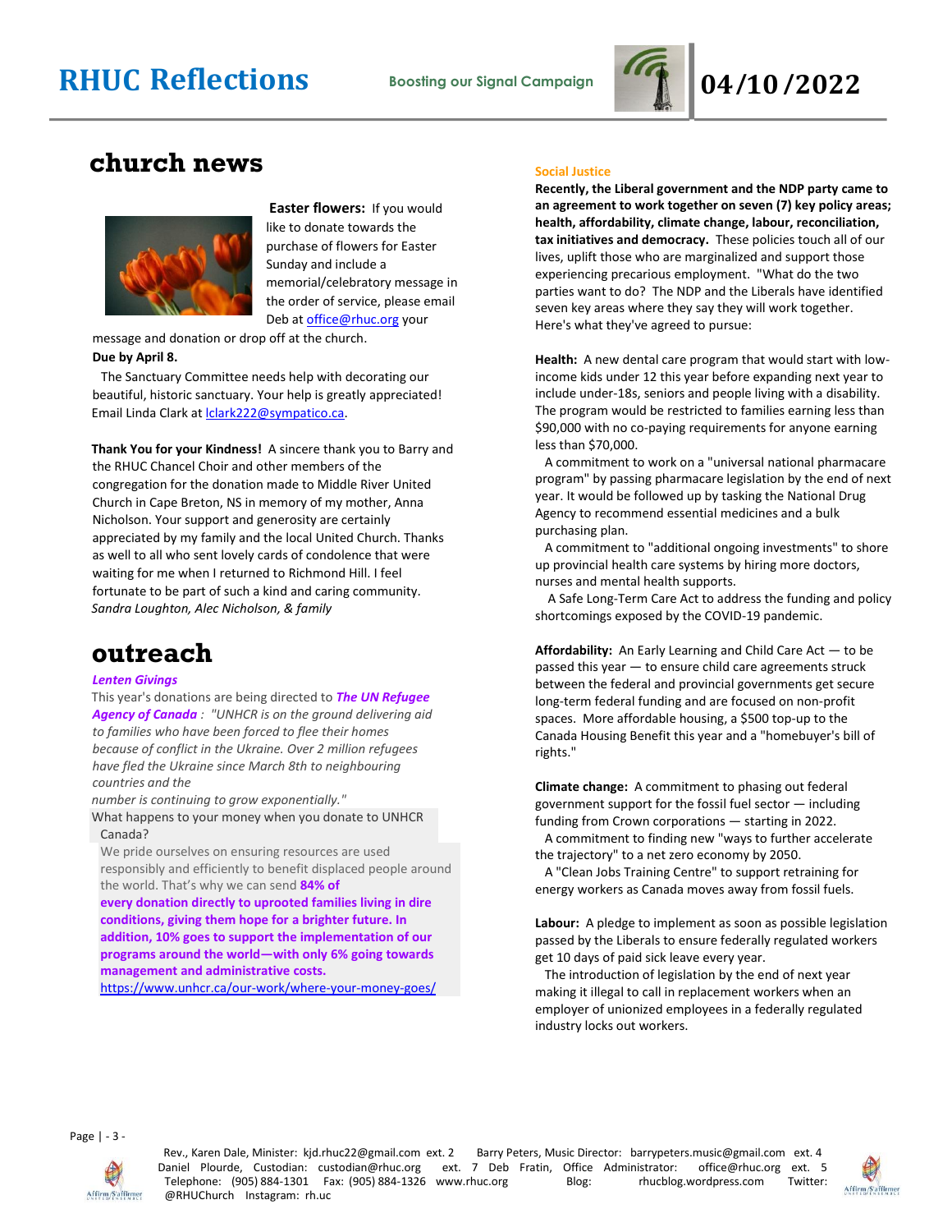# RHUC Reflections

Boosting our Signal Campaign

# 04/10/2022

## church news

**Easter flowers:** If you would like to donate towards the purchase of flowers for Easter Sunday and include a memorial/celebratory message in the order of service, please email Deb at office@rhuc.org your message and donation or drop off at the church.
**Due by April 8.**

The Sanctuary Committee needs help with decorating our beautiful, historic sanctuary. Your help is greatly appreciated! Email Linda Clark at lclark222@sympatico.ca.

**Thank You for your Kindness!** A sincere thank you to Barry and the RHUC Chancel Choir and other members of the congregation for the donation made to Middle River United Church in Cape Breton, NS in memory of my mother, Anna Nicholson. Your support and generosity are certainly appreciated by my family and the local United Church. Thanks as well to all who sent lovely cards of condolence that were waiting for me when I returned to Richmond Hill. I feel fortunate to be part of such a kind and caring community.
*Sandra Loughton, Alec Nicholson, & family*

## outreach

***Lenten Givings***

This year's donations are being directed to ***The UN Refugee Agency of Canada*** *: "UNHCR is on the ground delivering aid to families who have been forced to flee their homes because of conflict in the Ukraine. Over 2 million refugees have fled the Ukraine since March 8th to neighbouring countries and the number is continuing to grow exponentially."*

What happens to your money when you donate to UNHCR Canada?

We pride ourselves on ensuring resources are used responsibly and efficiently to benefit displaced people around the world. That's why we can send **84% of every donation directly to uprooted families living in dire conditions, giving them hope for a brighter future. In addition, 10% goes to support the implementation of our programs around the world—with only 6% going towards management and administrative costs.**
https://www.unhcr.ca/our-work/where-your-money-goes/

### Social Justice

**Recently, the Liberal government and the NDP party came to an agreement to work together on seven (7) key policy areas; health, affordability, climate change, labour, reconciliation, tax initiatives and democracy.** These policies touch all of our lives, uplift those who are marginalized and support those experiencing precarious employment. "What do the two parties want to do? The NDP and the Liberals have identified seven key areas where they say they will work together. Here's what they've agreed to pursue:

**Health:** A new dental care program that would start with low-income kids under 12 this year before expanding next year to include under-18s, seniors and people living with a disability. The program would be restricted to families earning less than $90,000 with no co-paying requirements for anyone earning less than $70,000.

A commitment to work on a "universal national pharmacare program" by passing pharmacare legislation by the end of next year. It would be followed up by tasking the National Drug Agency to recommend essential medicines and a bulk purchasing plan.

A commitment to "additional ongoing investments" to shore up provincial health care systems by hiring more doctors, nurses and mental health supports.

A Safe Long-Term Care Act to address the funding and policy shortcomings exposed by the COVID-19 pandemic.

**Affordability:** An Early Learning and Child Care Act — to be passed this year — to ensure child care agreements struck between the federal and provincial governments get secure long-term federal funding and are focused on non-profit spaces. More affordable housing, a $500 top-up to the Canada Housing Benefit this year and a "homebuyer's bill of rights."

**Climate change:** A commitment to phasing out federal government support for the fossil fuel sector — including funding from Crown corporations — starting in 2022.

A commitment to finding new "ways to further accelerate the trajectory" to a net zero economy by 2050.

A "Clean Jobs Training Centre" to support retraining for energy workers as Canada moves away from fossil fuels.

**Labour:** A pledge to implement as soon as possible legislation passed by the Liberals to ensure federally regulated workers get 10 days of paid sick leave every year.

The introduction of legislation by the end of next year making it illegal to call in replacement workers when an employer of unionized employees in a federally regulated industry locks out workers.

Rev., Karen Dale, Minister: kjd.rhuc22@gmail.com ext. 2 Barry Peters, Music Director: barrypeters.music@gmail.com ext. 4 Daniel Plourde, Custodian: custodian@rhuc.org ext. 7 Deb Fratin, Office Administrator: office@rhuc.org ext. 5 Telephone: (905) 884-1301 Fax: (905) 884-1326 www.rhuc.org Blog: rhucblog.wordpress.com Twitter: @RHUChurch Instagram: rh.uc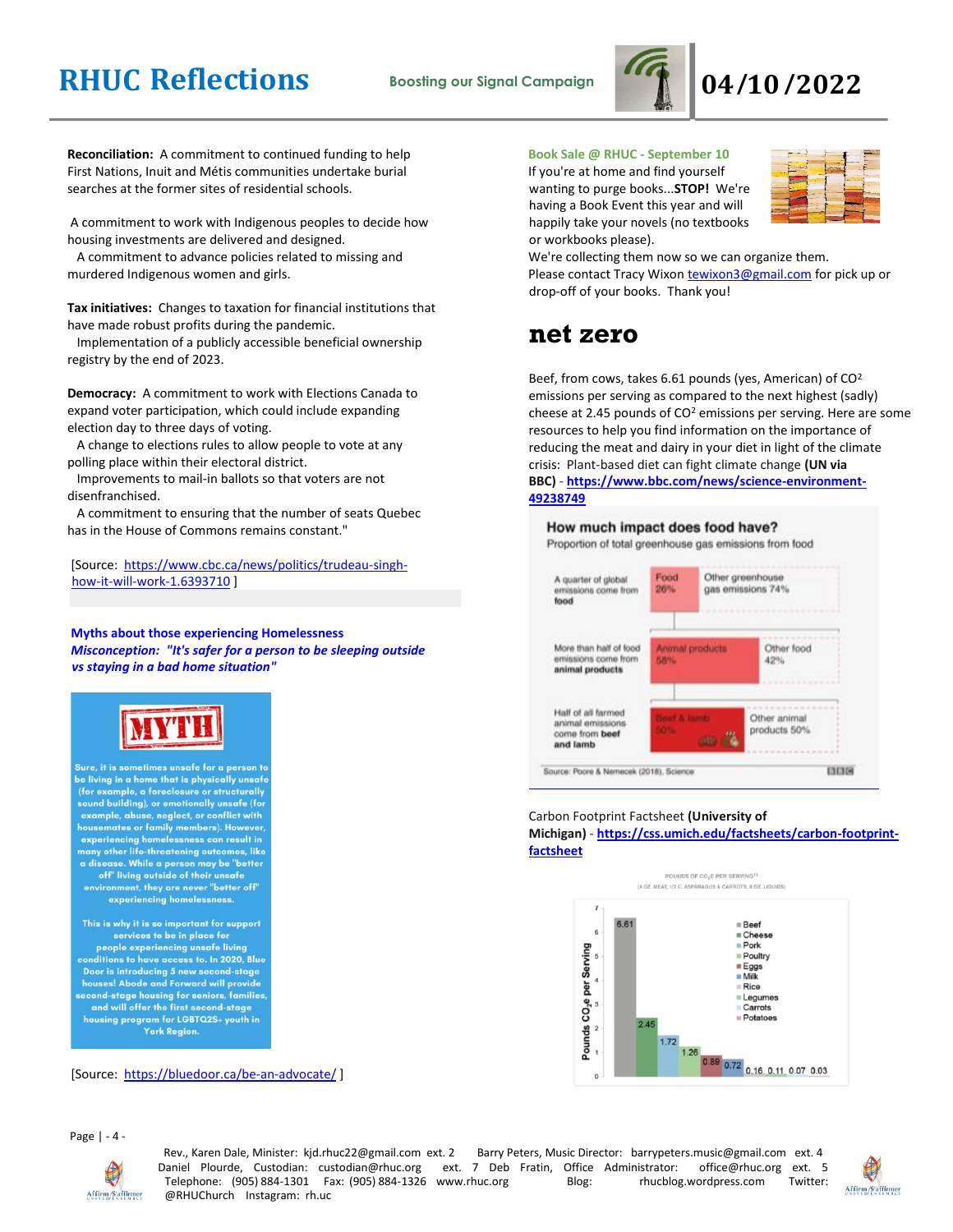**Reconciliation:** A commitment to continued funding to help First Nations, Inuit and Métis communities undertake burial searches at the former sites of residential schools.

A commitment to work with Indigenous peoples to decide how housing investments are delivered and designed.

A commitment to advance policies related to missing and murdered Indigenous women and girls.

**Tax initiatives:** Changes to taxation for financial institutions that have made robust profits during the pandemic.

Implementation of a publicly accessible beneficial ownership registry by the end of 2023.

**Democracy:** A commitment to work with Elections Canada to expand voter participation, which could include expanding election day to three days of voting.

A change to elections rules to allow people to vote at any polling place within their electoral district.

Improvements to mail-in ballots so that voters are not disenfranchised.

A commitment to ensuring that the number of seats Quebec has in the House of Commons remains constant."

[Source: https://www.cbc.ca/news/politics/trudeau-singh-how-it-will-work-1.6393710 ]

**Myths about those experiencing Homelessness**

***Misconception: "It's safer for a person to be sleeping outside vs staying in a bad home situation"***

MYTH

Sure, it is sometimes unsafe for a person to be living in a home that is physically unsafe (for example, a foreclosure or structurally sound building), or emotionally unsafe (for example, abuse, neglect, or conflict with housemates or family members). However, experiencing homelessness can result in many other life-threatening outcomes, like a disease. While a person may be "better off" living outside of their unsafe environment, they are never "better off" experiencing homelessness.

This is why it is so important for support services to be in place for people experiencing unsafe living conditions to have access to. In 2020, Blue Door is introducing 5 new second-stage houses! Abode and Forward will provide second-stage housing for seniors, families, and will offer the first second-stage housing program for LGBTQ2S+ youth in York Region.

[Source: https://bluedoor.ca/be-an-advocate/ ]

**Book Sale @ RHUC - September 10**

If you're at home and find yourself wanting to purge books...**STOP!** We're having a Book Event this year and will happily take your novels (no textbooks or workbooks please).

We're collecting them now so we can organize them.

Please contact Tracy Wixon tewixon3@gmail.com for pick up or drop-off of your books. Thank you!

# net zero

Beef, from cows, takes 6.61 pounds (yes, American) of $CO^2$ emissions per serving as compared to the next highest (sadly) cheese at 2.45 pounds of $CO^2$ emissions per serving. Here are some resources to help you find information on the importance of reducing the meat and dairy in your diet in light of the climate crisis: Plant-based diet can fight climate change **(UN via BBC)** - **https://www.bbc.com/news/science-environment-49238749**

**How much impact does food have?**

Proportion of total greenhouse gas emissions from food

A quarter of global emissions come from **food**: Food 26% | Other greenhouse gas emissions 74%

More than half of food emissions come from **animal products**: Animal products 58% | Other food 42%

Half of all farmed animal emissions come from **beef and lamb**: Beef & lamb 50% | Other animal products 50%

Source: Poore & Nemecek (2018), Science

Carbon Footprint Factsheet **(University of Michigan)** - **https://css.umich.edu/factsheets/carbon-footprint-factsheet**

POUNDS OF $CO_2E$ PER SERVING
(4 OZ. MEAT, 1/2 C. ASPARAGUS & CARROTS, 8 OZ. LIQUIDS)

| Food | Pounds $CO_2e$ per Serving |
|---|---|
| Beef | 6.61 |
| Cheese | 2.45 |
| Pork | 1.72 |
| Poultry | 1.26 |
| Eggs | 0.89 |
| Milk | 0.72 |
| Rice | 0.16 |
| Legumes | 0.11 |
| Carrots | 0.07 |
| Potatoes | 0.03 |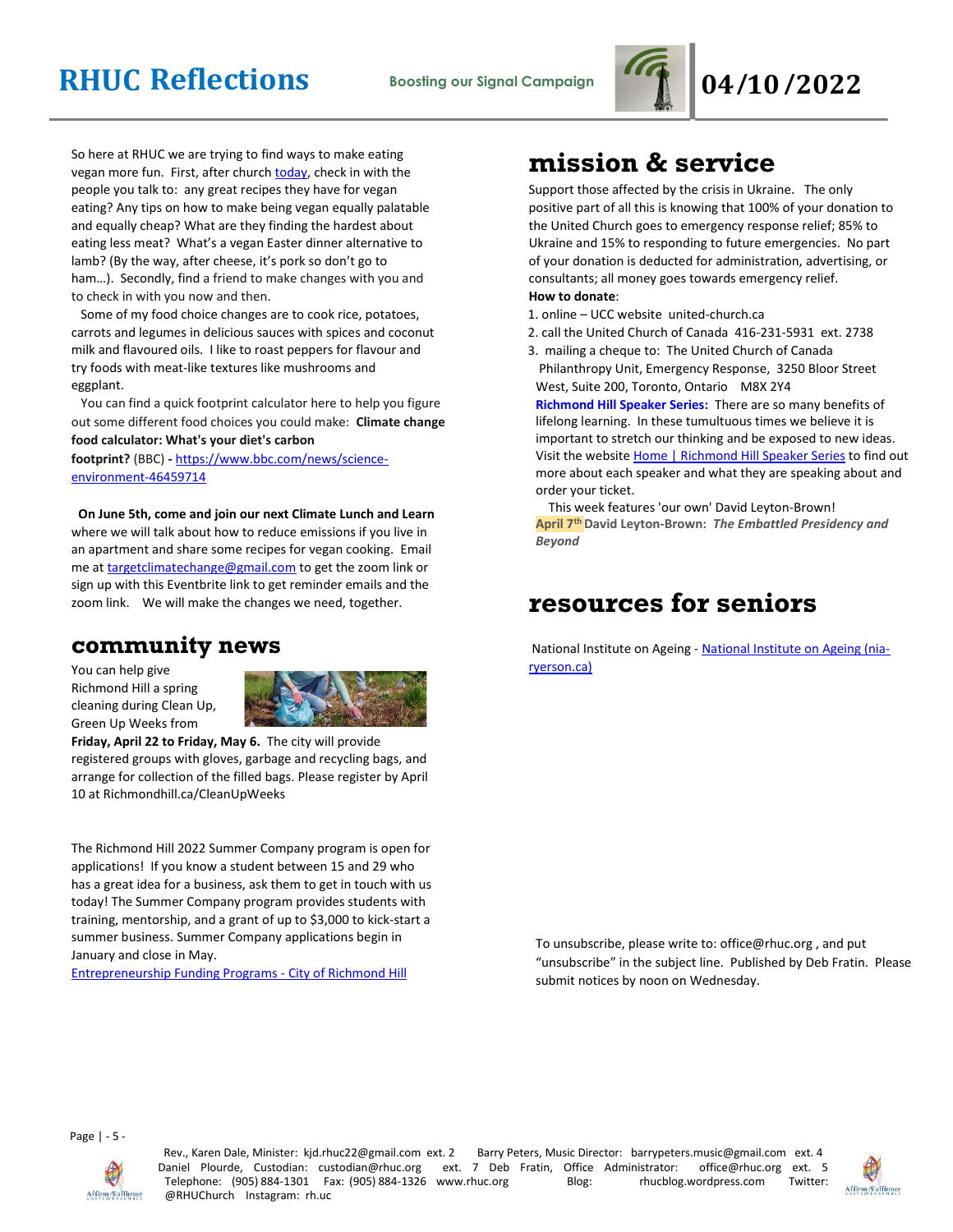So here at RHUC we are trying to find ways to make eating vegan more fun. First, after church today, check in with the people you talk to: any great recipes they have for vegan eating? Any tips on how to make being vegan equally palatable and equally cheap? What are they finding the hardest about eating less meat? What's a vegan Easter dinner alternative to lamb? (By the way, after cheese, it's pork so don't go to ham…). Secondly, find a friend to make changes with you and to check in with you now and then.

Some of my food choice changes are to cook rice, potatoes, carrots and legumes in delicious sauces with spices and coconut milk and flavoured oils. I like to roast peppers for flavour and try foods with meat-like textures like mushrooms and eggplant.

You can find a quick footprint calculator here to help you figure out some different food choices you could make: **Climate change food calculator: What's your diet's carbon footprint?** (BBC) **-** https://www.bbc.com/news/science-environment-46459714

**On June 5th, come and join our next Climate Lunch and Learn** where we will talk about how to reduce emissions if you live in an apartment and share some recipes for vegan cooking. Email me at targetclimatechange@gmail.com to get the zoom link or sign up with this Eventbrite link to get reminder emails and the zoom link. We will make the changes we need, together.

## community news

You can help give Richmond Hill a spring cleaning during Clean Up, Green Up Weeks from **Friday, April 22 to Friday, May 6.** The city will provide registered groups with gloves, garbage and recycling bags, and arrange for collection of the filled bags. Please register by April 10 at Richmondhill.ca/CleanUpWeeks

The Richmond Hill 2022 Summer Company program is open for applications! If you know a student between 15 and 29 who has a great idea for a business, ask them to get in touch with us today! The Summer Company program provides students with training, mentorship, and a grant of up to $3,000 to kick-start a summer business. Summer Company applications begin in January and close in May.

Entrepreneurship Funding Programs - City of Richmond Hill

## mission & service

Support those affected by the crisis in Ukraine. The only positive part of all this is knowing that 100% of your donation to the United Church goes to emergency response relief; 85% to Ukraine and 15% to responding to future emergencies. No part of your donation is deducted for administration, advertising, or consultants; all money goes towards emergency relief.

**How to donate**:

1. online – UCC website united-church.ca
2. call the United Church of Canada 416-231-5931 ext. 2738
3. mailing a cheque to: The United Church of Canada Philanthropy Unit, Emergency Response, 3250 Bloor Street West, Suite 200, Toronto, Ontario M8X 2Y4

**Richmond Hill Speaker Series:** There are so many benefits of lifelong learning. In these tumultuous times we believe it is important to stretch our thinking and be exposed to new ideas. Visit the website Home | Richmond Hill Speaker Series to find out more about each speaker and what they are speaking about and order your ticket.

This week features 'our own' David Leyton-Brown!

**April 7th David Leyton-Brown:** ***The Embattled Presidency and Beyond***

## resources for seniors

National Institute on Ageing - National Institute on Ageing (nia-ryerson.ca)

To unsubscribe, please write to: office@rhuc.org , and put "unsubscribe" in the subject line. Published by Deb Fratin. Please submit notices by noon on Wednesday.

Rev., Karen Dale, Minister: kjd.rhuc22@gmail.com ext. 2 Barry Peters, Music Director: barrypeters.music@gmail.com ext. 4 Daniel Plourde, Custodian: custodian@rhuc.org ext. 7 Deb Fratin, Office Administrator: office@rhuc.org ext. 5 Telephone: (905) 884-1301 Fax: (905) 884-1326 www.rhuc.org Blog: rhucblog.wordpress.com Twitter: @RHUChurch Instagram: rh.uc